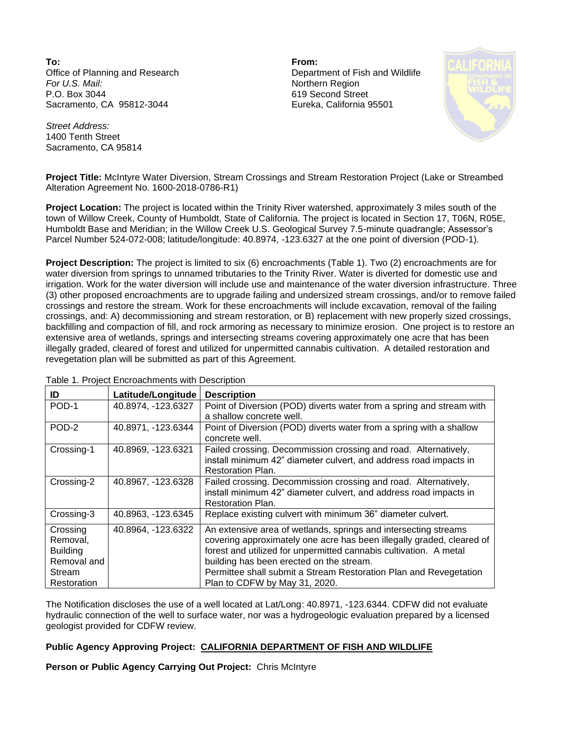**To:**
Office of Planning and Research
*For U.S. Mail:*
P.O. Box 3044
Sacramento, CA 95812-3044

*Street Address:*
1400 Tenth Street
Sacramento, CA 95814

**From:**
Department of Fish and Wildlife
Northern Region
619 Second Street
Eureka, California 95501

**Project Title:** McIntyre Water Diversion, Stream Crossings and Stream Restoration Project (Lake or Streambed Alteration Agreement No. 1600-2018-0786-R1)

**Project Location:** The project is located within the Trinity River watershed, approximately 3 miles south of the town of Willow Creek, County of Humboldt, State of California. The project is located in Section 17, T06N, R05E, Humboldt Base and Meridian; in the Willow Creek U.S. Geological Survey 7.5-minute quadrangle; Assessor's Parcel Number 524-072-008; latitude/longitude: 40.8974, -123.6327 at the one point of diversion (POD-1).

**Project Description:** The project is limited to six (6) encroachments (Table 1). Two (2) encroachments are for water diversion from springs to unnamed tributaries to the Trinity River. Water is diverted for domestic use and irrigation. Work for the water diversion will include use and maintenance of the water diversion infrastructure. Three (3) other proposed encroachments are to upgrade failing and undersized stream crossings, and/or to remove failed crossings and restore the stream. Work for these encroachments will include excavation, removal of the failing crossings, and: A) decommissioning and stream restoration, or B) replacement with new properly sized crossings, backfilling and compaction of fill, and rock armoring as necessary to minimize erosion. One project is to restore an extensive area of wetlands, springs and intersecting streams covering approximately one acre that has been illegally graded, cleared of forest and utilized for unpermitted cannabis cultivation. A detailed restoration and revegetation plan will be submitted as part of this Agreement.

Table 1. Project Encroachments with Description

| ID | Latitude/Longitude | Description |
|---|---|---|
| POD-1 | 40.8974, -123.6327 | Point of Diversion (POD) diverts water from a spring and stream with a shallow concrete well. |
| POD-2 | 40.8971, -123.6344 | Point of Diversion (POD) diverts water from a spring with a shallow concrete well. |
| Crossing-1 | 40.8969, -123.6321 | Failed crossing. Decommission crossing and road. Alternatively, install minimum 42" diameter culvert, and address road impacts in Restoration Plan. |
| Crossing-2 | 40.8967, -123.6328 | Failed crossing. Decommission crossing and road. Alternatively, install minimum 42" diameter culvert, and address road impacts in Restoration Plan. |
| Crossing-3 | 40.8963, -123.6345 | Replace existing culvert with minimum 36" diameter culvert. |
| Crossing Removal, Building Removal and Stream Restoration | 40.8964, -123.6322 | An extensive area of wetlands, springs and intersecting streams covering approximately one acre has been illegally graded, cleared of forest and utilized for unpermitted cannabis cultivation. A metal building has been erected on the stream. Permittee shall submit a Stream Restoration Plan and Revegetation Plan to CDFW by May 31, 2020. |

The Notification discloses the use of a well located at Lat/Long: 40.8971, -123.6344. CDFW did not evaluate hydraulic connection of the well to surface water, nor was a hydrogeologic evaluation prepared by a licensed geologist provided for CDFW review.

**Public Agency Approving Project:** **CALIFORNIA DEPARTMENT OF FISH AND WILDLIFE**

**Person or Public Agency Carrying Out Project:** Chris McIntyre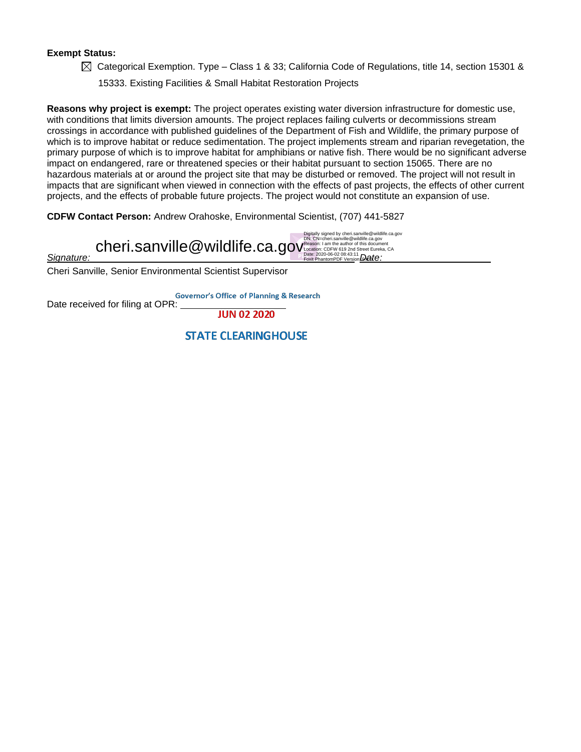**Exempt Status:**

☒ Categorical Exemption. Type – Class 1 & 33; California Code of Regulations, title 14, section 15301 & 15333. Existing Facilities & Small Habitat Restoration Projects

**Reasons why project is exempt:** The project operates existing water diversion infrastructure for domestic use, with conditions that limits diversion amounts. The project replaces failing culverts or decommissions stream crossings in accordance with published guidelines of the Department of Fish and Wildlife, the primary purpose of which is to improve habitat or reduce sedimentation. The project implements stream and riparian revegetation, the primary purpose of which is to improve habitat for amphibians or native fish. There would be no significant adverse impact on endangered, rare or threatened species or their habitat pursuant to section 15065. There are no hazardous materials at or around the project site that may be disturbed or removed. The project will not result in impacts that are significant when viewed in connection with the effects of past projects, the effects of other current projects, and the effects of probable future projects. The project would not constitute an expansion of use.

**CDFW Contact Person:** Andrew Orahoske, Environmental Scientist, (707) 441-5827

*Signature:* cheri.sanville@wildlife.ca.gov

Digitally signed by cheri.sanville@wildlife.ca.gov
DN: CN=cheri.sanville@wildlife.ca.gov
Reason: I am the author of this document
Location: CDFW 619 2nd Street Eureka, CA
Date: 2020-06-02 08:43:11
Foxit PhantomPDF Version

*Date:*

Cheri Sanville, Senior Environmental Scientist Supervisor

Date received for filing at OPR:

Governor's Office of Planning & Research

JUN 02 2020

STATE CLEARINGHOUSE